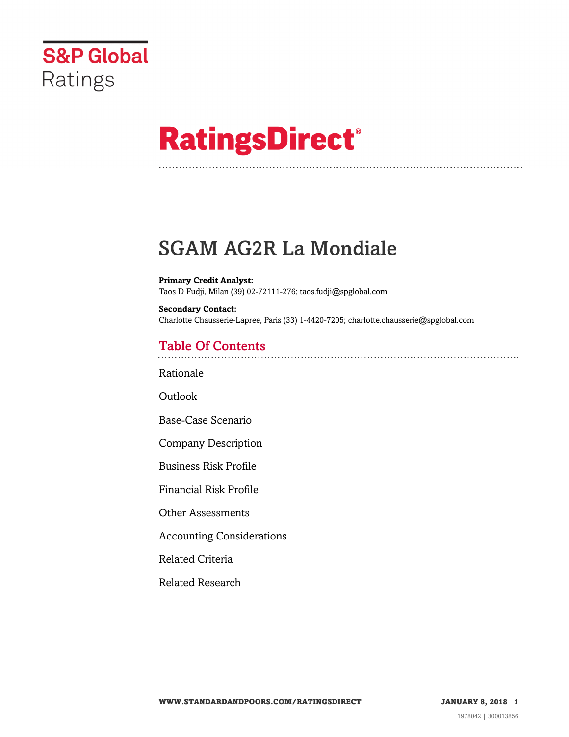S&P Global Ratings

# RatingsDirect®

# SGAM AG2R La Mondiale

**Primary Credit Analyst:**
Taos D Fudji, Milan (39) 02-72111-276; taos.fudji@spglobal.com

**Secondary Contact:**
Charlotte Chausserie-Lapree, Paris (33) 1-4420-7205; charlotte.chausserie@spglobal.com

## Table Of Contents

Rationale

Outlook

Base-Case Scenario

Company Description

Business Risk Profile

Financial Risk Profile

Other Assessments

Accounting Considerations

Related Criteria

Related Research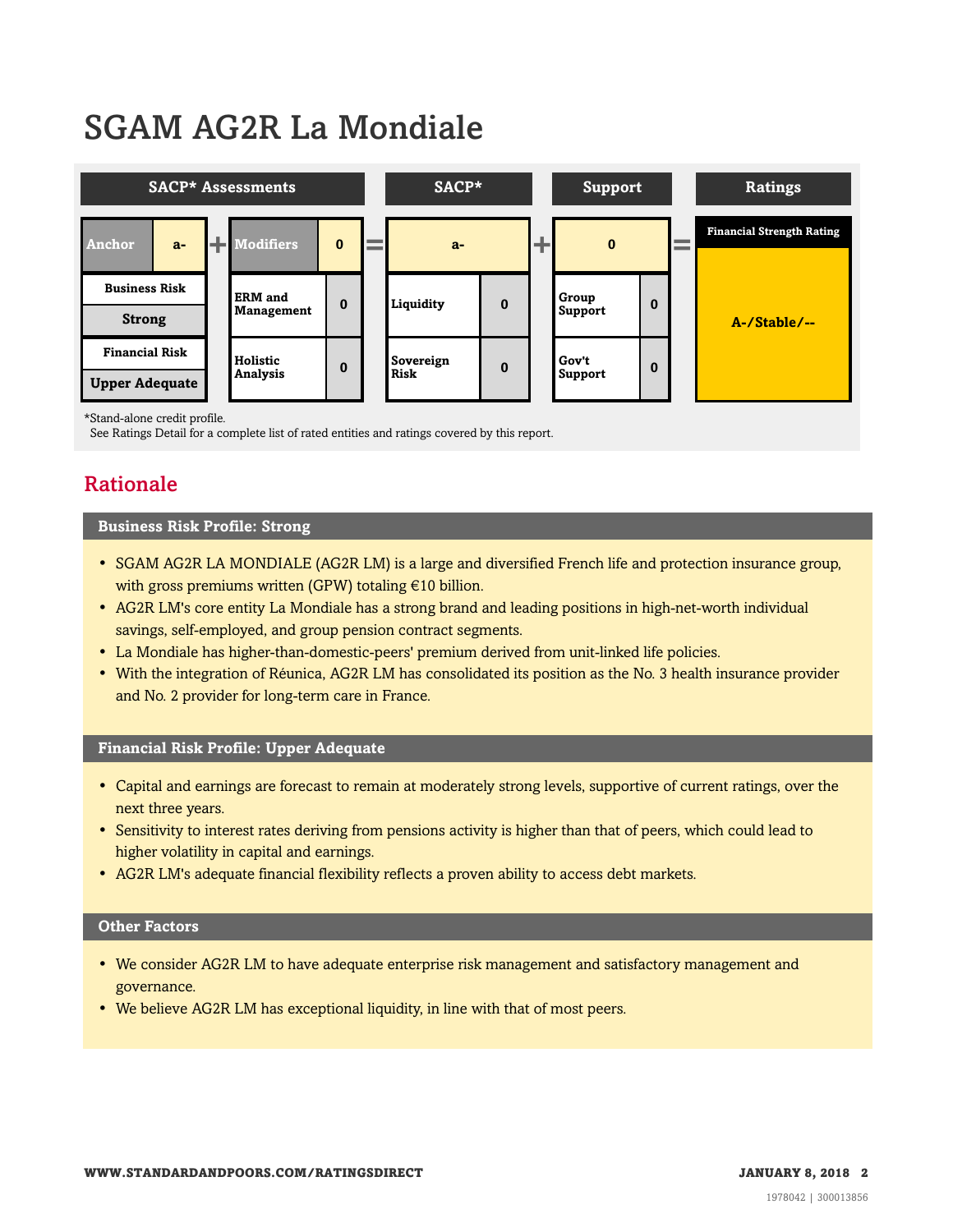# SGAM AG2R La Mondiale

| SACP* Assessments | | | | SACP* | | Support | | Ratings |
|---|---|---|---|---|---|---|---|---|
| Anchor | a- | Modifiers | 0 | a- | | 0 | | Financial Strength Rating |
| Business Risk | | ERM and Management | 0 | Liquidity | 0 | Group Support | 0 | A-/Stable/-- |
| Strong | | | | | | | | |
| Financial Risk | | Holistic Analysis | 0 | Sovereign Risk | 0 | Gov't Support | 0 | |
| Upper Adequate | | | | | | | | |

*Stand-alone credit profile.
See Ratings Detail for a complete list of rated entities and ratings covered by this report.

## Rationale

### Business Risk Profile: Strong

- SGAM AG2R LA MONDIALE (AG2R LM) is a large and diversified French life and protection insurance group, with gross premiums written (GPW) totaling €10 billion.
- AG2R LM's core entity La Mondiale has a strong brand and leading positions in high-net-worth individual savings, self-employed, and group pension contract segments.
- La Mondiale has higher-than-domestic-peers' premium derived from unit-linked life policies.
- With the integration of Réunica, AG2R LM has consolidated its position as the No. 3 health insurance provider and No. 2 provider for long-term care in France.

### Financial Risk Profile: Upper Adequate

- Capital and earnings are forecast to remain at moderately strong levels, supportive of current ratings, over the next three years.
- Sensitivity to interest rates deriving from pensions activity is higher than that of peers, which could lead to higher volatility in capital and earnings.
- AG2R LM's adequate financial flexibility reflects a proven ability to access debt markets.

### Other Factors

- We consider AG2R LM to have adequate enterprise risk management and satisfactory management and governance.
- We believe AG2R LM has exceptional liquidity, in line with that of most peers.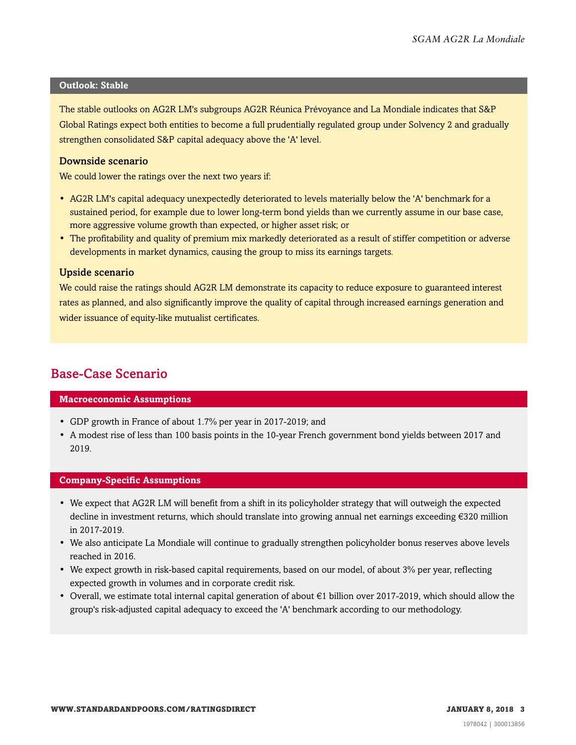## Outlook: Stable

The stable outlooks on AG2R LM's subgroups AG2R Réunica Prévoyance and La Mondiale indicates that S&P Global Ratings expect both entities to become a full prudentially regulated group under Solvency 2 and gradually strengthen consolidated S&P capital adequacy above the 'A' level.

### Downside scenario

We could lower the ratings over the next two years if:

- AG2R LM's capital adequacy unexpectedly deteriorated to levels materially below the 'A' benchmark for a sustained period, for example due to lower long-term bond yields than we currently assume in our base case, more aggressive volume growth than expected, or higher asset risk; or
- The profitability and quality of premium mix markedly deteriorated as a result of stiffer competition or adverse developments in market dynamics, causing the group to miss its earnings targets.

### Upside scenario

We could raise the ratings should AG2R LM demonstrate its capacity to reduce exposure to guaranteed interest rates as planned, and also significantly improve the quality of capital through increased earnings generation and wider issuance of equity-like mutualist certificates.

# Base-Case Scenario

## Macroeconomic Assumptions

- GDP growth in France of about 1.7% per year in 2017-2019; and
- A modest rise of less than 100 basis points in the 10-year French government bond yields between 2017 and 2019.

## Company-Specific Assumptions

- We expect that AG2R LM will benefit from a shift in its policyholder strategy that will outweigh the expected decline in investment returns, which should translate into growing annual net earnings exceeding €320 million in 2017-2019.
- We also anticipate La Mondiale will continue to gradually strengthen policyholder bonus reserves above levels reached in 2016.
- We expect growth in risk-based capital requirements, based on our model, of about 3% per year, reflecting expected growth in volumes and in corporate credit risk.
- Overall, we estimate total internal capital generation of about €1 billion over 2017-2019, which should allow the group's risk-adjusted capital adequacy to exceed the 'A' benchmark according to our methodology.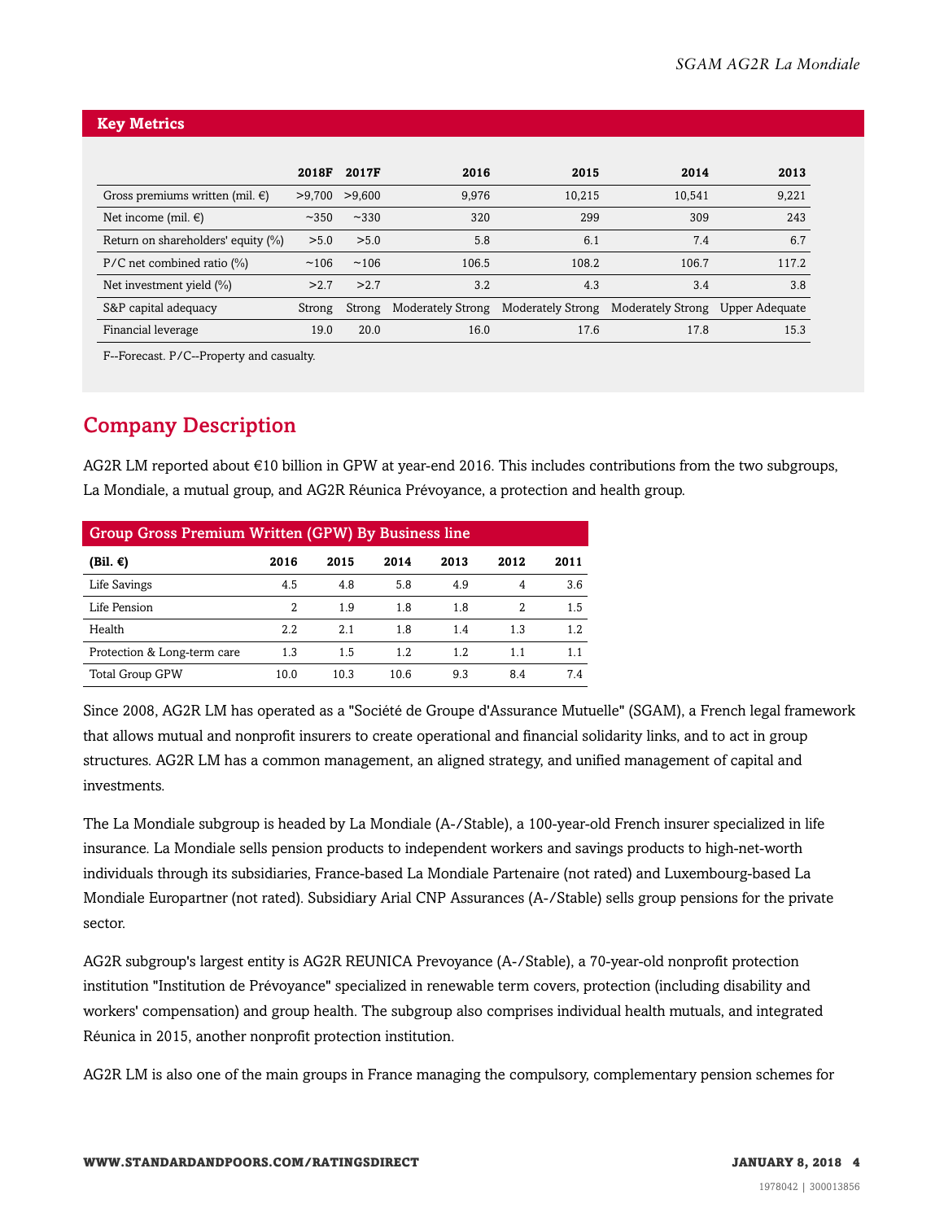## Key Metrics

| | 2018F | 2017F | 2016 | 2015 | 2014 | 2013 |
|---|---|---|---|---|---|---|
| Gross premiums written (mil. €) | >9,700 | >9,600 | 9,976 | 10,215 | 10,541 | 9,221 |
| Net income (mil. €) | ~350 | ~330 | 320 | 299 | 309 | 243 |
| Return on shareholders' equity (%) | >5.0 | >5.0 | 5.8 | 6.1 | 7.4 | 6.7 |
| P/C net combined ratio (%) | ~106 | ~106 | 106.5 | 108.2 | 106.7 | 117.2 |
| Net investment yield (%) | >2.7 | >2.7 | 3.2 | 4.3 | 3.4 | 3.8 |
| S&P capital adequacy | Strong | Strong | Moderately Strong | Moderately Strong | Moderately Strong | Upper Adequate |
| Financial leverage | 19.0 | 20.0 | 16.0 | 17.6 | 17.8 | 15.3 |

F--Forecast. P/C--Property and casualty.

# Company Description

AG2R LM reported about €10 billion in GPW at year-end 2016. This includes contributions from the two subgroups, La Mondiale, a mutual group, and AG2R Réunica Prévoyance, a protection and health group.

**Group Gross Premium Written (GPW) By Business line**

| (Bil. €) | 2016 | 2015 | 2014 | 2013 | 2012 | 2011 |
|---|---|---|---|---|---|---|
| Life Savings | 4.5 | 4.8 | 5.8 | 4.9 | 4 | 3.6 |
| Life Pension | 2 | 1.9 | 1.8 | 1.8 | 2 | 1.5 |
| Health | 2.2 | 2.1 | 1.8 | 1.4 | 1.3 | 1.2 |
| Protection & Long-term care | 1.3 | 1.5 | 1.2 | 1.2 | 1.1 | 1.1 |
| Total Group GPW | 10.0 | 10.3 | 10.6 | 9.3 | 8.4 | 7.4 |

Since 2008, AG2R LM has operated as a "Société de Groupe d'Assurance Mutuelle" (SGAM), a French legal framework that allows mutual and nonprofit insurers to create operational and financial solidarity links, and to act in group structures. AG2R LM has a common management, an aligned strategy, and unified management of capital and investments.

The La Mondiale subgroup is headed by La Mondiale (A-/Stable), a 100-year-old French insurer specialized in life insurance. La Mondiale sells pension products to independent workers and savings products to high-net-worth individuals through its subsidiaries, France-based La Mondiale Partenaire (not rated) and Luxembourg-based La Mondiale Europartner (not rated). Subsidiary Arial CNP Assurances (A-/Stable) sells group pensions for the private sector.

AG2R subgroup's largest entity is AG2R REUNICA Prevoyance (A-/Stable), a 70-year-old nonprofit protection institution "Institution de Prévoyance" specialized in renewable term covers, protection (including disability and workers' compensation) and group health. The subgroup also comprises individual health mutuals, and integrated Réunica in 2015, another nonprofit protection institution.

AG2R LM is also one of the main groups in France managing the compulsory, complementary pension schemes for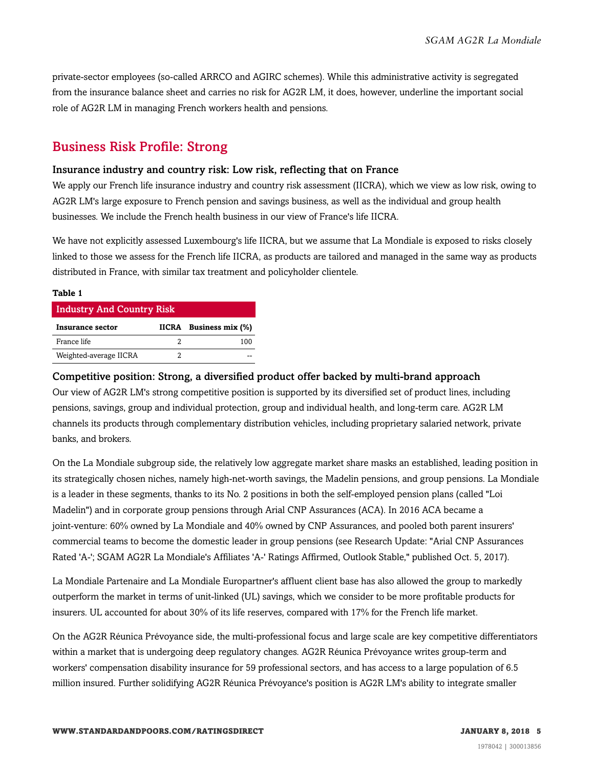private-sector employees (so-called ARRCO and AGIRC schemes). While this administrative activity is segregated from the insurance balance sheet and carries no risk for AG2R LM, it does, however, underline the important social role of AG2R LM in managing French workers health and pensions.

## Business Risk Profile: Strong

### Insurance industry and country risk: Low risk, reflecting that on France

We apply our French life insurance industry and country risk assessment (IICRA), which we view as low risk, owing to AG2R LM's large exposure to French pension and savings business, as well as the individual and group health businesses. We include the French health business in our view of France's life IICRA.

We have not explicitly assessed Luxembourg's life IICRA, but we assume that La Mondiale is exposed to risks closely linked to those we assess for the French life IICRA, as products are tailored and managed in the same way as products distributed in France, with similar tax treatment and policyholder clientele.

**Table 1**

**Industry And Country Risk**

| Insurance sector | IICRA | Business mix (%) |
|---|---|---|
| France life | 2 | 100 |
| Weighted-average IICRA | 2 | -- |

### Competitive position: Strong, a diversified product offer backed by multi-brand approach

Our view of AG2R LM's strong competitive position is supported by its diversified set of product lines, including pensions, savings, group and individual protection, group and individual health, and long-term care. AG2R LM channels its products through complementary distribution vehicles, including proprietary salaried network, private banks, and brokers.

On the La Mondiale subgroup side, the relatively low aggregate market share masks an established, leading position in its strategically chosen niches, namely high-net-worth savings, the Madelin pensions, and group pensions. La Mondiale is a leader in these segments, thanks to its No. 2 positions in both the self-employed pension plans (called "Loi Madelin") and in corporate group pensions through Arial CNP Assurances (ACA). In 2016 ACA became a joint-venture: 60% owned by La Mondiale and 40% owned by CNP Assurances, and pooled both parent insurers' commercial teams to become the domestic leader in group pensions (see Research Update: "Arial CNP Assurances Rated 'A-'; SGAM AG2R La Mondiale's Affiliates 'A-' Ratings Affirmed, Outlook Stable," published Oct. 5, 2017).

La Mondiale Partenaire and La Mondiale Europartner's affluent client base has also allowed the group to markedly outperform the market in terms of unit-linked (UL) savings, which we consider to be more profitable products for insurers. UL accounted for about 30% of its life reserves, compared with 17% for the French life market.

On the AG2R Réunica Prévoyance side, the multi-professional focus and large scale are key competitive differentiators within a market that is undergoing deep regulatory changes. AG2R Réunica Prévoyance writes group-term and workers' compensation disability insurance for 59 professional sectors, and has access to a large population of 6.5 million insured. Further solidifying AG2R Réunica Prévoyance's position is AG2R LM's ability to integrate smaller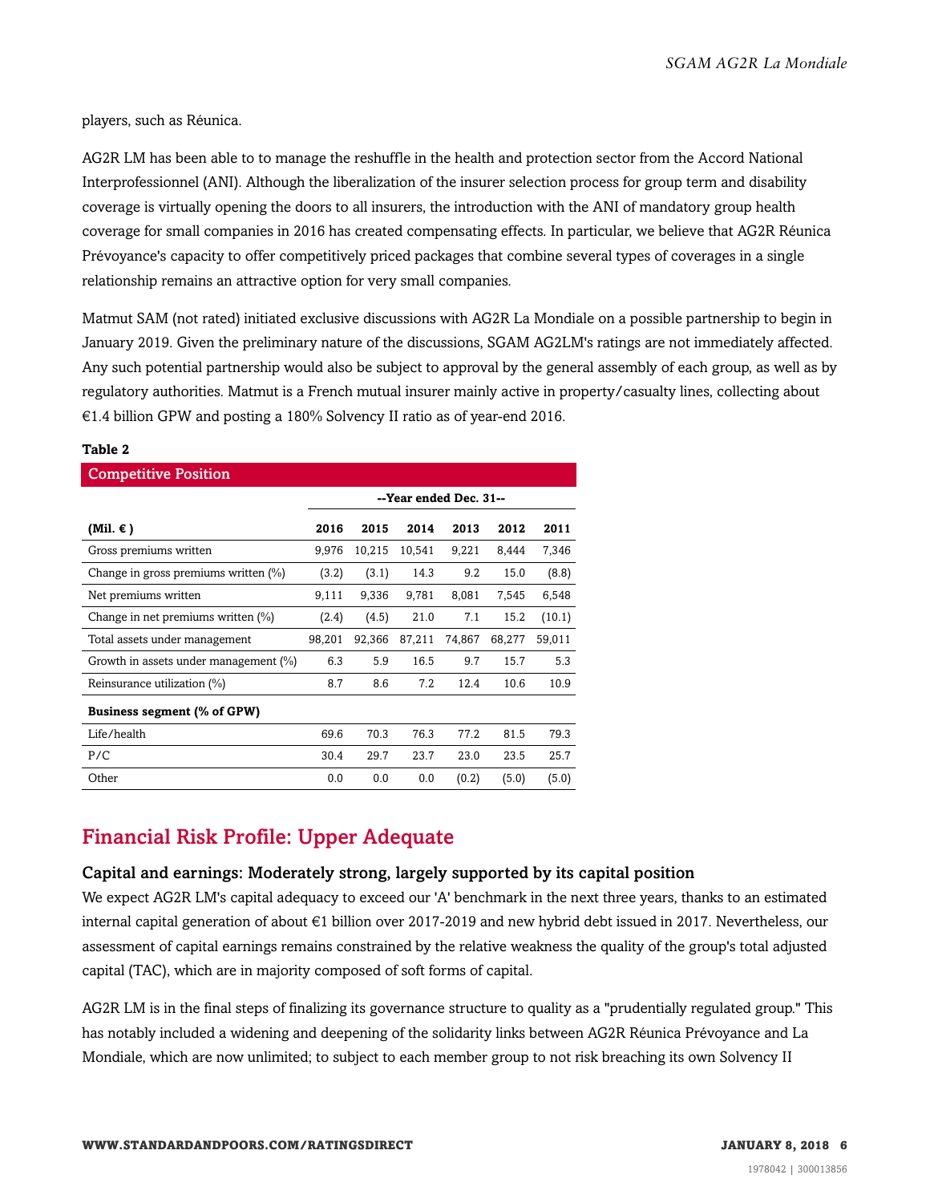players, such as Réunica.

AG2R LM has been able to to manage the reshuffle in the health and protection sector from the Accord National Interprofessionnel (ANI). Although the liberalization of the insurer selection process for group term and disability coverage is virtually opening the doors to all insurers, the introduction with the ANI of mandatory group health coverage for small companies in 2016 has created compensating effects. In particular, we believe that AG2R Réunica Prévoyance's capacity to offer competitively priced packages that combine several types of coverages in a single relationship remains an attractive option for very small companies.

Matmut SAM (not rated) initiated exclusive discussions with AG2R La Mondiale on a possible partnership to begin in January 2019. Given the preliminary nature of the discussions, SGAM AG2LM's ratings are not immediately affected. Any such potential partnership would also be subject to approval by the general assembly of each group, as well as by regulatory authorities. Matmut is a French mutual insurer mainly active in property/casualty lines, collecting about €1.4 billion GPW and posting a 180% Solvency II ratio as of year-end 2016.

**Table 2**

| Competitive Position | | | | | | |
|---|---|---|---|---|---|---|
| | --Year ended Dec. 31-- | | | | | |
| **(Mil. €)** | **2016** | **2015** | **2014** | **2013** | **2012** | **2011** |
| Gross premiums written | 9,976 | 10,215 | 10,541 | 9,221 | 8,444 | 7,346 |
| Change in gross premiums written (%) | (3.2) | (3.1) | 14.3 | 9.2 | 15.0 | (8.8) |
| Net premiums written | 9,111 | 9,336 | 9,781 | 8,081 | 7,545 | 6,548 |
| Change in net premiums written (%) | (2.4) | (4.5) | 21.0 | 7.1 | 15.2 | (10.1) |
| Total assets under management | 98,201 | 92,366 | 87,211 | 74,867 | 68,277 | 59,011 |
| Growth in assets under management (%) | 6.3 | 5.9 | 16.5 | 9.7 | 15.7 | 5.3 |
| Reinsurance utilization (%) | 8.7 | 8.6 | 7.2 | 12.4 | 10.6 | 10.9 |
| **Business segment (% of GPW)** | | | | | | |
| Life/health | 69.6 | 70.3 | 76.3 | 77.2 | 81.5 | 79.3 |
| P/C | 30.4 | 29.7 | 23.7 | 23.0 | 23.5 | 25.7 |
| Other | 0.0 | 0.0 | 0.0 | (0.2) | (5.0) | (5.0) |

## Financial Risk Profile: Upper Adequate

### Capital and earnings: Moderately strong, largely supported by its capital position

We expect AG2R LM's capital adequacy to exceed our 'A' benchmark in the next three years, thanks to an estimated internal capital generation of about €1 billion over 2017-2019 and new hybrid debt issued in 2017. Nevertheless, our assessment of capital earnings remains constrained by the relative weakness the quality of the group's total adjusted capital (TAC), which are in majority composed of soft forms of capital.

AG2R LM is in the final steps of finalizing its governance structure to quality as a "prudentially regulated group." This has notably included a widening and deepening of the solidarity links between AG2R Réunica Prévoyance and La Mondiale, which are now unlimited; to subject to each member group to not risk breaching its own Solvency II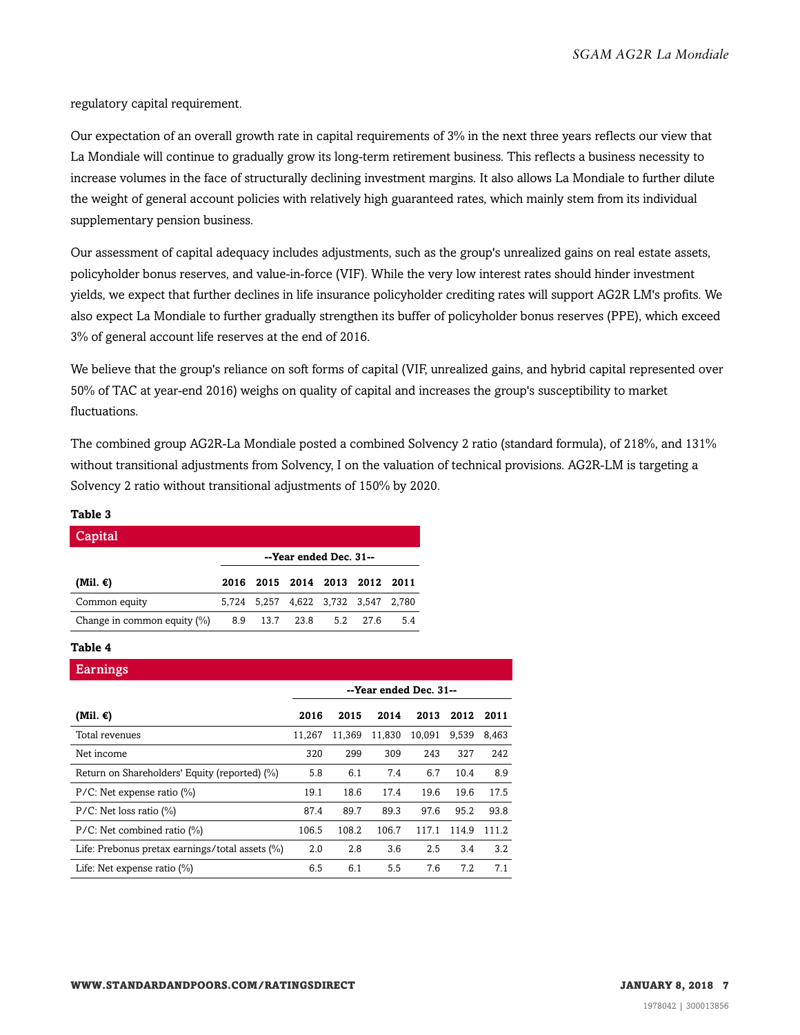regulatory capital requirement.

Our expectation of an overall growth rate in capital requirements of 3% in the next three years reflects our view that La Mondiale will continue to gradually grow its long-term retirement business. This reflects a business necessity to increase volumes in the face of structurally declining investment margins. It also allows La Mondiale to further dilute the weight of general account policies with relatively high guaranteed rates, which mainly stem from its individual supplementary pension business.

Our assessment of capital adequacy includes adjustments, such as the group's unrealized gains on real estate assets, policyholder bonus reserves, and value-in-force (VIF). While the very low interest rates should hinder investment yields, we expect that further declines in life insurance policyholder crediting rates will support AG2R LM's profits. We also expect La Mondiale to further gradually strengthen its buffer of policyholder bonus reserves (PPE), which exceed 3% of general account life reserves at the end of 2016.

We believe that the group's reliance on soft forms of capital (VIF, unrealized gains, and hybrid capital represented over 50% of TAC at year-end 2016) weighs on quality of capital and increases the group's susceptibility to market fluctuations.

The combined group AG2R-La Mondiale posted a combined Solvency 2 ratio (standard formula), of 218%, and 131% without transitional adjustments from Solvency, I on the valuation of technical provisions. AG2R-LM is targeting a Solvency 2 ratio without transitional adjustments of 150% by 2020.

**Table 3**

**Capital**

| | --Year ended Dec. 31-- | | | | | |
|---|---|---|---|---|---|---|
| **(Mil. €)** | **2016** | **2015** | **2014** | **2013** | **2012** | **2011** |
| Common equity | 5,724 | 5,257 | 4,622 | 3,732 | 3,547 | 2,780 |
| Change in common equity (%) | 8.9 | 13.7 | 23.8 | 5.2 | 27.6 | 5.4 |

**Table 4**

**Earnings**

| | --Year ended Dec. 31-- | | | | | |
|---|---|---|---|---|---|---|
| **(Mil. €)** | **2016** | **2015** | **2014** | **2013** | **2012** | **2011** |
| Total revenues | 11,267 | 11,369 | 11,830 | 10,091 | 9,539 | 8,463 |
| Net income | 320 | 299 | 309 | 243 | 327 | 242 |
| Return on Shareholders' Equity (reported) (%) | 5.8 | 6.1 | 7.4 | 6.7 | 10.4 | 8.9 |
| P/C: Net expense ratio (%) | 19.1 | 18.6 | 17.4 | 19.6 | 19.6 | 17.5 |
| P/C: Net loss ratio (%) | 87.4 | 89.7 | 89.3 | 97.6 | 95.2 | 93.8 |
| P/C: Net combined ratio (%) | 106.5 | 108.2 | 106.7 | 117.1 | 114.9 | 111.2 |
| Life: Prebonus pretax earnings/total assets (%) | 2.0 | 2.8 | 3.6 | 2.5 | 3.4 | 3.2 |
| Life: Net expense ratio (%) | 6.5 | 6.1 | 5.5 | 7.6 | 7.2 | 7.1 |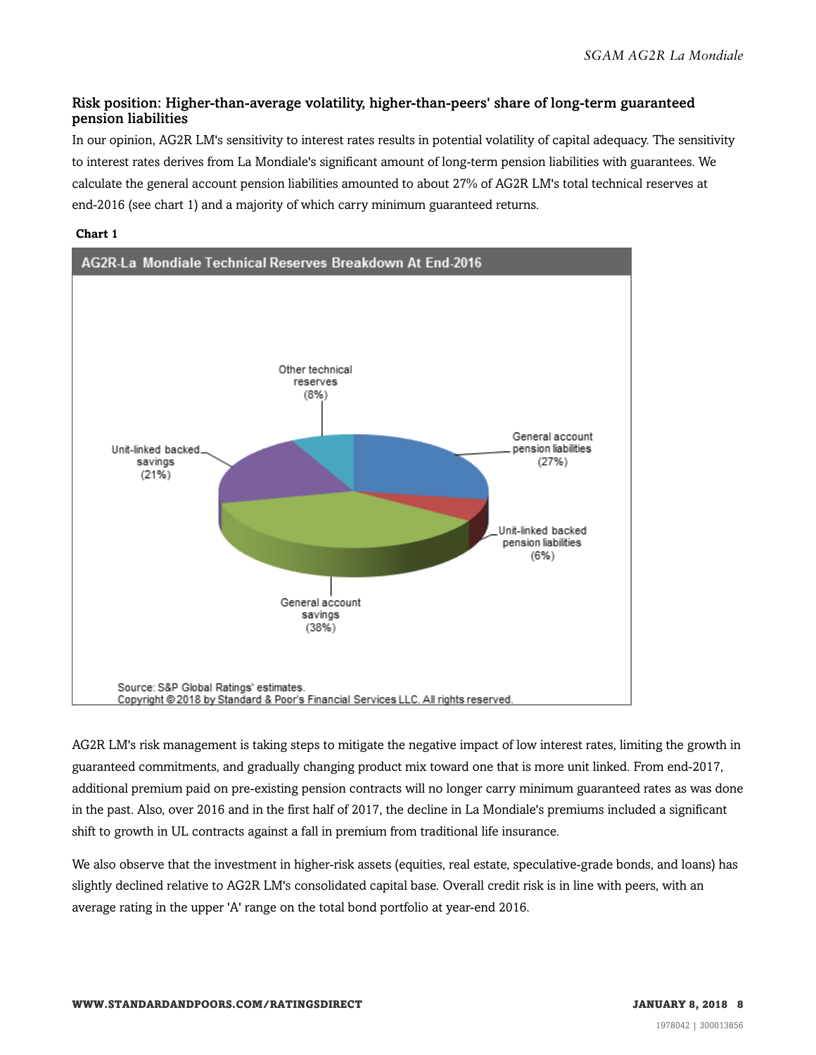### Risk position: Higher-than-average volatility, higher-than-peers' share of long-term guaranteed pension liabilities

In our opinion, AG2R LM's sensitivity to interest rates results in potential volatility of capital adequacy. The sensitivity to interest rates derives from La Mondiale's significant amount of long-term pension liabilities with guarantees. We calculate the general account pension liabilities amounted to about 27% of AG2R LM's total technical reserves at end-2016 (see chart 1) and a majority of which carry minimum guaranteed returns.

**Chart 1**

AG2R-La Mondiale Technical Reserves Breakdown At End-2016

- General account pension liabilities (27%)
- Unit-linked backed pension liabilities (6%)
- General account savings (38%)
- Unit-linked backed savings (21%)
- Other technical reserves (8%)

Source: S&P Global Ratings' estimates.
Copyright © 2018 by Standard & Poor's Financial Services LLC. All rights reserved.

AG2R LM's risk management is taking steps to mitigate the negative impact of low interest rates, limiting the growth in guaranteed commitments, and gradually changing product mix toward one that is more unit linked. From end-2017, additional premium paid on pre-existing pension contracts will no longer carry minimum guaranteed rates as was done in the past. Also, over 2016 and in the first half of 2017, the decline in La Mondiale's premiums included a significant shift to growth in UL contracts against a fall in premium from traditional life insurance.

We also observe that the investment in higher-risk assets (equities, real estate, speculative-grade bonds, and loans) has slightly declined relative to AG2R LM's consolidated capital base. Overall credit risk is in line with peers, with an average rating in the upper 'A' range on the total bond portfolio at year-end 2016.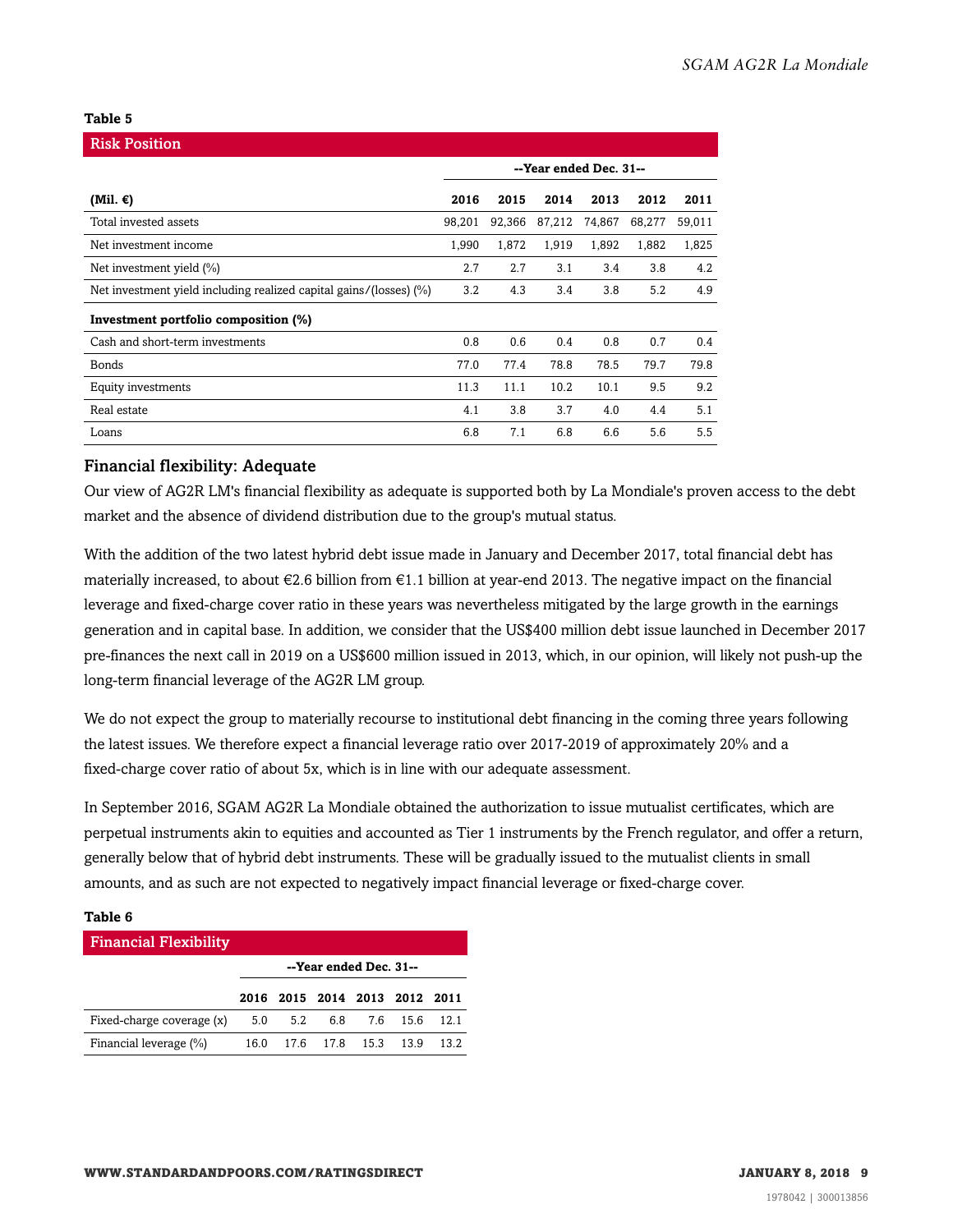**Table 5**

| Risk Position | | | | | | |
|---|---|---|---|---|---|---|
| | --Year ended Dec. 31-- | | | | | |
| **(Mil. €)** | **2016** | **2015** | **2014** | **2013** | **2012** | **2011** |
| Total invested assets | 98,201 | 92,366 | 87,212 | 74,867 | 68,277 | 59,011 |
| Net investment income | 1,990 | 1,872 | 1,919 | 1,892 | 1,882 | 1,825 |
| Net investment yield (%) | 2.7 | 2.7 | 3.1 | 3.4 | 3.8 | 4.2 |
| Net investment yield including realized capital gains/(losses) (%) | 3.2 | 4.3 | 3.4 | 3.8 | 5.2 | 4.9 |
| **Investment portfolio composition (%)** | | | | | | |
| Cash and short-term investments | 0.8 | 0.6 | 0.4 | 0.8 | 0.7 | 0.4 |
| Bonds | 77.0 | 77.4 | 78.8 | 78.5 | 79.7 | 79.8 |
| Equity investments | 11.3 | 11.1 | 10.2 | 10.1 | 9.5 | 9.2 |
| Real estate | 4.1 | 3.8 | 3.7 | 4.0 | 4.4 | 5.1 |
| Loans | 6.8 | 7.1 | 6.8 | 6.6 | 5.6 | 5.5 |

## Financial flexibility: Adequate

Our view of AG2R LM's financial flexibility as adequate is supported both by La Mondiale's proven access to the debt market and the absence of dividend distribution due to the group's mutual status.

With the addition of the two latest hybrid debt issue made in January and December 2017, total financial debt has materially increased, to about €2.6 billion from €1.1 billion at year-end 2013. The negative impact on the financial leverage and fixed-charge cover ratio in these years was nevertheless mitigated by the large growth in the earnings generation and in capital base. In addition, we consider that the US$400 million debt issue launched in December 2017 pre-finances the next call in 2019 on a US$600 million issued in 2013, which, in our opinion, will likely not push-up the long-term financial leverage of the AG2R LM group.

We do not expect the group to materially recourse to institutional debt financing in the coming three years following the latest issues. We therefore expect a financial leverage ratio over 2017-2019 of approximately 20% and a fixed-charge cover ratio of about 5x, which is in line with our adequate assessment.

In September 2016, SGAM AG2R La Mondiale obtained the authorization to issue mutualist certificates, which are perpetual instruments akin to equities and accounted as Tier 1 instruments by the French regulator, and offer a return, generally below that of hybrid debt instruments. These will be gradually issued to the mutualist clients in small amounts, and as such are not expected to negatively impact financial leverage or fixed-charge cover.

**Table 6**

| Financial Flexibility | | | | | | |
|---|---|---|---|---|---|---|
| | --Year ended Dec. 31-- | | | | | |
| | **2016** | **2015** | **2014** | **2013** | **2012** | **2011** |
| Fixed-charge coverage (x) | 5.0 | 5.2 | 6.8 | 7.6 | 15.6 | 12.1 |
| Financial leverage (%) | 16.0 | 17.6 | 17.8 | 15.3 | 13.9 | 13.2 |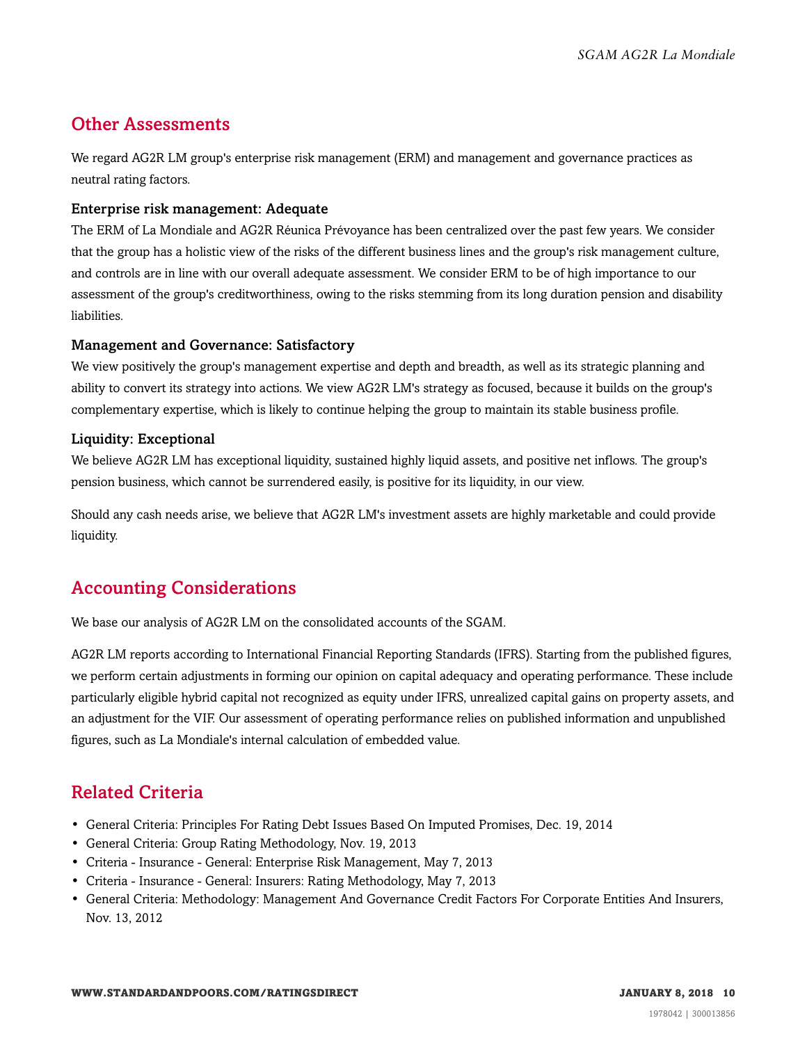## Other Assessments

We regard AG2R LM group's enterprise risk management (ERM) and management and governance practices as neutral rating factors.

### Enterprise risk management: Adequate

The ERM of La Mondiale and AG2R Réunica Prévoyance has been centralized over the past few years. We consider that the group has a holistic view of the risks of the different business lines and the group's risk management culture, and controls are in line with our overall adequate assessment. We consider ERM to be of high importance to our assessment of the group's creditworthiness, owing to the risks stemming from its long duration pension and disability liabilities.

### Management and Governance: Satisfactory

We view positively the group's management expertise and depth and breadth, as well as its strategic planning and ability to convert its strategy into actions. We view AG2R LM's strategy as focused, because it builds on the group's complementary expertise, which is likely to continue helping the group to maintain its stable business profile.

### Liquidity: Exceptional

We believe AG2R LM has exceptional liquidity, sustained highly liquid assets, and positive net inflows. The group's pension business, which cannot be surrendered easily, is positive for its liquidity, in our view.

Should any cash needs arise, we believe that AG2R LM's investment assets are highly marketable and could provide liquidity.

## Accounting Considerations

We base our analysis of AG2R LM on the consolidated accounts of the SGAM.

AG2R LM reports according to International Financial Reporting Standards (IFRS). Starting from the published figures, we perform certain adjustments in forming our opinion on capital adequacy and operating performance. These include particularly eligible hybrid capital not recognized as equity under IFRS, unrealized capital gains on property assets, and an adjustment for the VIF. Our assessment of operating performance relies on published information and unpublished figures, such as La Mondiale's internal calculation of embedded value.

## Related Criteria

- General Criteria: Principles For Rating Debt Issues Based On Imputed Promises, Dec. 19, 2014
- General Criteria: Group Rating Methodology, Nov. 19, 2013
- Criteria - Insurance - General: Enterprise Risk Management, May 7, 2013
- Criteria - Insurance - General: Insurers: Rating Methodology, May 7, 2013
- General Criteria: Methodology: Management And Governance Credit Factors For Corporate Entities And Insurers, Nov. 13, 2012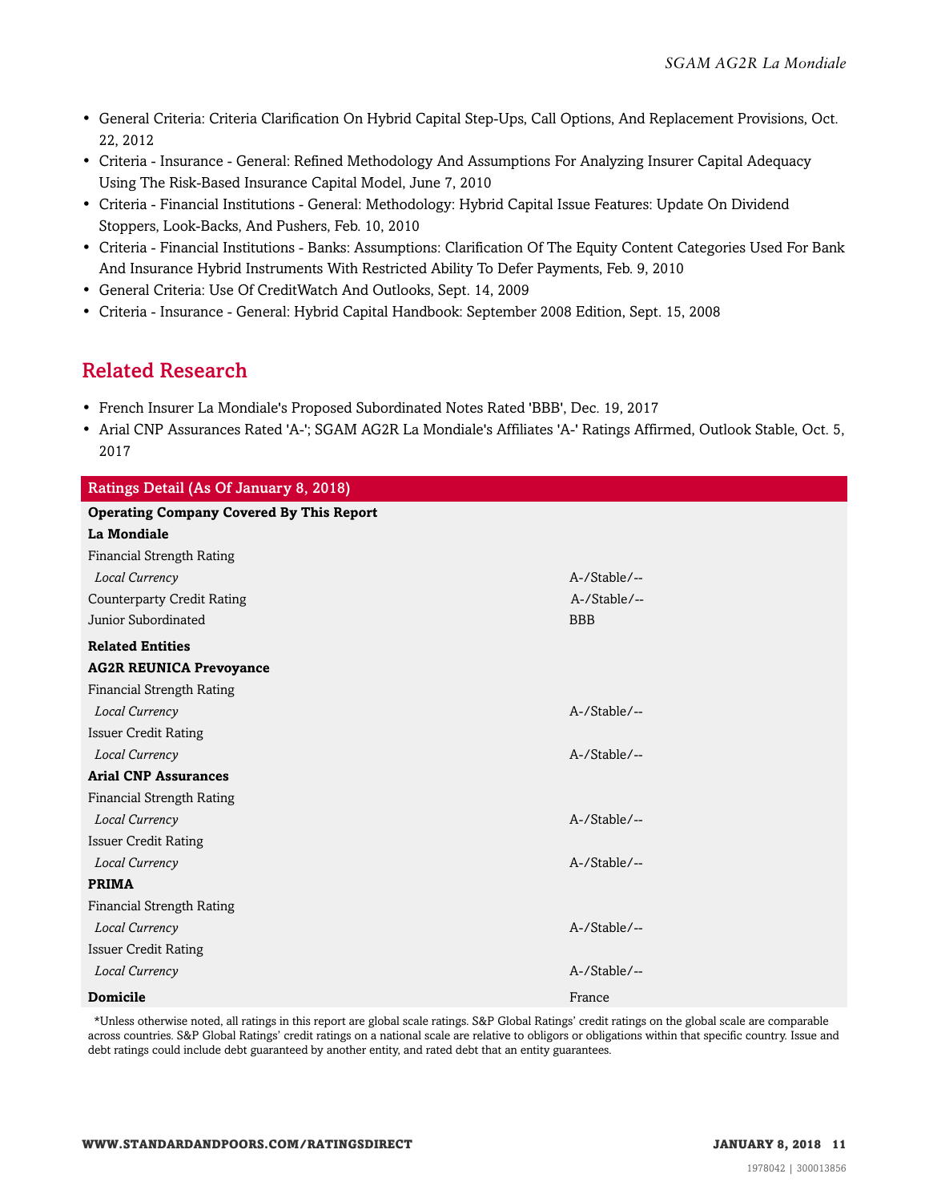- General Criteria: Criteria Clarification On Hybrid Capital Step-Ups, Call Options, And Replacement Provisions, Oct. 22, 2012
- Criteria - Insurance - General: Refined Methodology And Assumptions For Analyzing Insurer Capital Adequacy Using The Risk-Based Insurance Capital Model, June 7, 2010
- Criteria - Financial Institutions - General: Methodology: Hybrid Capital Issue Features: Update On Dividend Stoppers, Look-Backs, And Pushers, Feb. 10, 2010
- Criteria - Financial Institutions - Banks: Assumptions: Clarification Of The Equity Content Categories Used For Bank And Insurance Hybrid Instruments With Restricted Ability To Defer Payments, Feb. 9, 2010
- General Criteria: Use Of CreditWatch And Outlooks, Sept. 14, 2009
- Criteria - Insurance - General: Hybrid Capital Handbook: September 2008 Edition, Sept. 15, 2008

## Related Research

- French Insurer La Mondiale's Proposed Subordinated Notes Rated 'BBB', Dec. 19, 2017
- Arial CNP Assurances Rated 'A-'; SGAM AG2R La Mondiale's Affiliates 'A-' Ratings Affirmed, Outlook Stable, Oct. 5, 2017

| Ratings Detail (As Of January 8, 2018) | |
|---|---|
| **Operating Company Covered By This Report** | |
| **La Mondiale** | |
| Financial Strength Rating | |
| *Local Currency* | A-/Stable/-- |
| Counterparty Credit Rating | A-/Stable/-- |
| Junior Subordinated | BBB |
| **Related Entities** | |
| **AG2R REUNICA Prevoyance** | |
| Financial Strength Rating | |
| *Local Currency* | A-/Stable/-- |
| Issuer Credit Rating | |
| *Local Currency* | A-/Stable/-- |
| **Arial CNP Assurances** | |
| Financial Strength Rating | |
| *Local Currency* | A-/Stable/-- |
| Issuer Credit Rating | |
| *Local Currency* | A-/Stable/-- |
| **PRIMA** | |
| Financial Strength Rating | |
| *Local Currency* | A-/Stable/-- |
| Issuer Credit Rating | |
| *Local Currency* | A-/Stable/-- |
| **Domicile** | France |

*Unless otherwise noted, all ratings in this report are global scale ratings. S&P Global Ratings' credit ratings on the global scale are comparable across countries. S&P Global Ratings' credit ratings on a national scale are relative to obligors or obligations within that specific country. Issue and debt ratings could include debt guaranteed by another entity, and rated debt that an entity guarantees.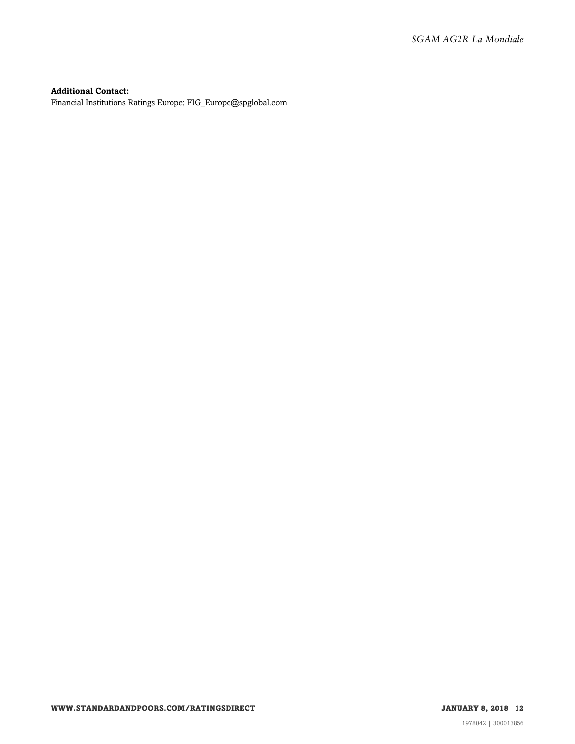**Additional Contact:**
Financial Institutions Ratings Europe; FIG_Europe@spglobal.com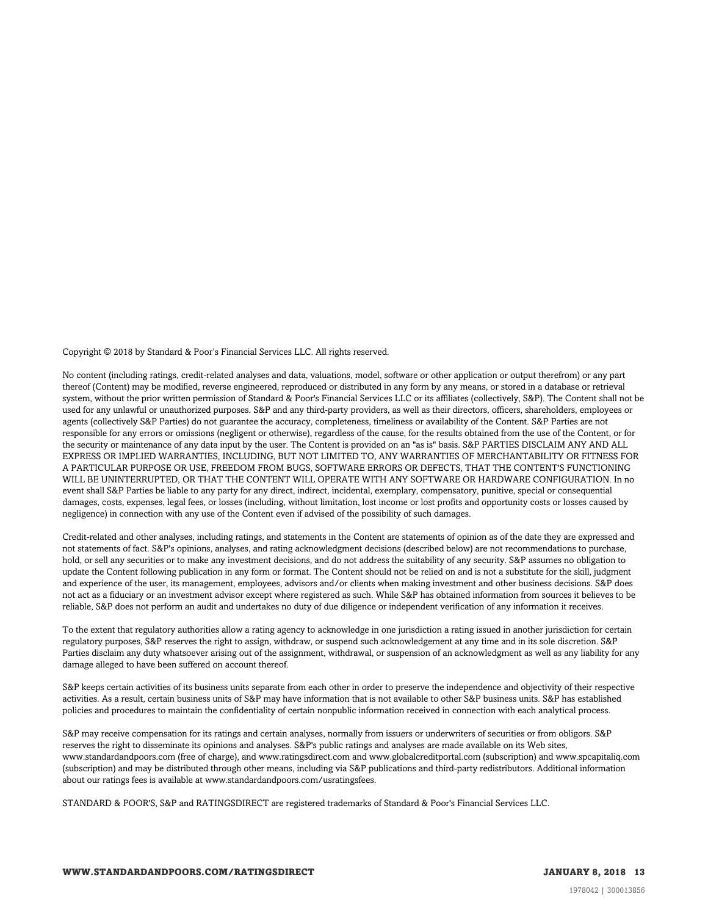Copyright © 2018 by Standard & Poor's Financial Services LLC. All rights reserved.

No content (including ratings, credit-related analyses and data, valuations, model, software or other application or output therefrom) or any part thereof (Content) may be modified, reverse engineered, reproduced or distributed in any form by any means, or stored in a database or retrieval system, without the prior written permission of Standard & Poor's Financial Services LLC or its affiliates (collectively, S&P). The Content shall not be used for any unlawful or unauthorized purposes. S&P and any third-party providers, as well as their directors, officers, shareholders, employees or agents (collectively S&P Parties) do not guarantee the accuracy, completeness, timeliness or availability of the Content. S&P Parties are not responsible for any errors or omissions (negligent or otherwise), regardless of the cause, for the results obtained from the use of the Content, or for the security or maintenance of any data input by the user. The Content is provided on an "as is" basis. S&P PARTIES DISCLAIM ANY AND ALL EXPRESS OR IMPLIED WARRANTIES, INCLUDING, BUT NOT LIMITED TO, ANY WARRANTIES OF MERCHANTABILITY OR FITNESS FOR A PARTICULAR PURPOSE OR USE, FREEDOM FROM BUGS, SOFTWARE ERRORS OR DEFECTS, THAT THE CONTENT'S FUNCTIONING WILL BE UNINTERRUPTED, OR THAT THE CONTENT WILL OPERATE WITH ANY SOFTWARE OR HARDWARE CONFIGURATION. In no event shall S&P Parties be liable to any party for any direct, indirect, incidental, exemplary, compensatory, punitive, special or consequential damages, costs, expenses, legal fees, or losses (including, without limitation, lost income or lost profits and opportunity costs or losses caused by negligence) in connection with any use of the Content even if advised of the possibility of such damages.

Credit-related and other analyses, including ratings, and statements in the Content are statements of opinion as of the date they are expressed and not statements of fact. S&P's opinions, analyses, and rating acknowledgment decisions (described below) are not recommendations to purchase, hold, or sell any securities or to make any investment decisions, and do not address the suitability of any security. S&P assumes no obligation to update the Content following publication in any form or format. The Content should not be relied on and is not a substitute for the skill, judgment and experience of the user, its management, employees, advisors and/or clients when making investment and other business decisions. S&P does not act as a fiduciary or an investment advisor except where registered as such. While S&P has obtained information from sources it believes to be reliable, S&P does not perform an audit and undertakes no duty of due diligence or independent verification of any information it receives.

To the extent that regulatory authorities allow a rating agency to acknowledge in one jurisdiction a rating issued in another jurisdiction for certain regulatory purposes, S&P reserves the right to assign, withdraw, or suspend such acknowledgement at any time and in its sole discretion. S&P Parties disclaim any duty whatsoever arising out of the assignment, withdrawal, or suspension of an acknowledgment as well as any liability for any damage alleged to have been suffered on account thereof.

S&P keeps certain activities of its business units separate from each other in order to preserve the independence and objectivity of their respective activities. As a result, certain business units of S&P may have information that is not available to other S&P business units. S&P has established policies and procedures to maintain the confidentiality of certain nonpublic information received in connection with each analytical process.

S&P may receive compensation for its ratings and certain analyses, normally from issuers or underwriters of securities or from obligors. S&P reserves the right to disseminate its opinions and analyses. S&P's public ratings and analyses are made available on its Web sites, www.standardandpoors.com (free of charge), and www.ratingsdirect.com and www.globalcreditportal.com (subscription) and www.spcapitaliq.com (subscription) and may be distributed through other means, including via S&P publications and third-party redistributors. Additional information about our ratings fees is available at www.standardandpoors.com/usratingsfees.

STANDARD & POOR'S, S&P and RATINGSDIRECT are registered trademarks of Standard & Poor's Financial Services LLC.